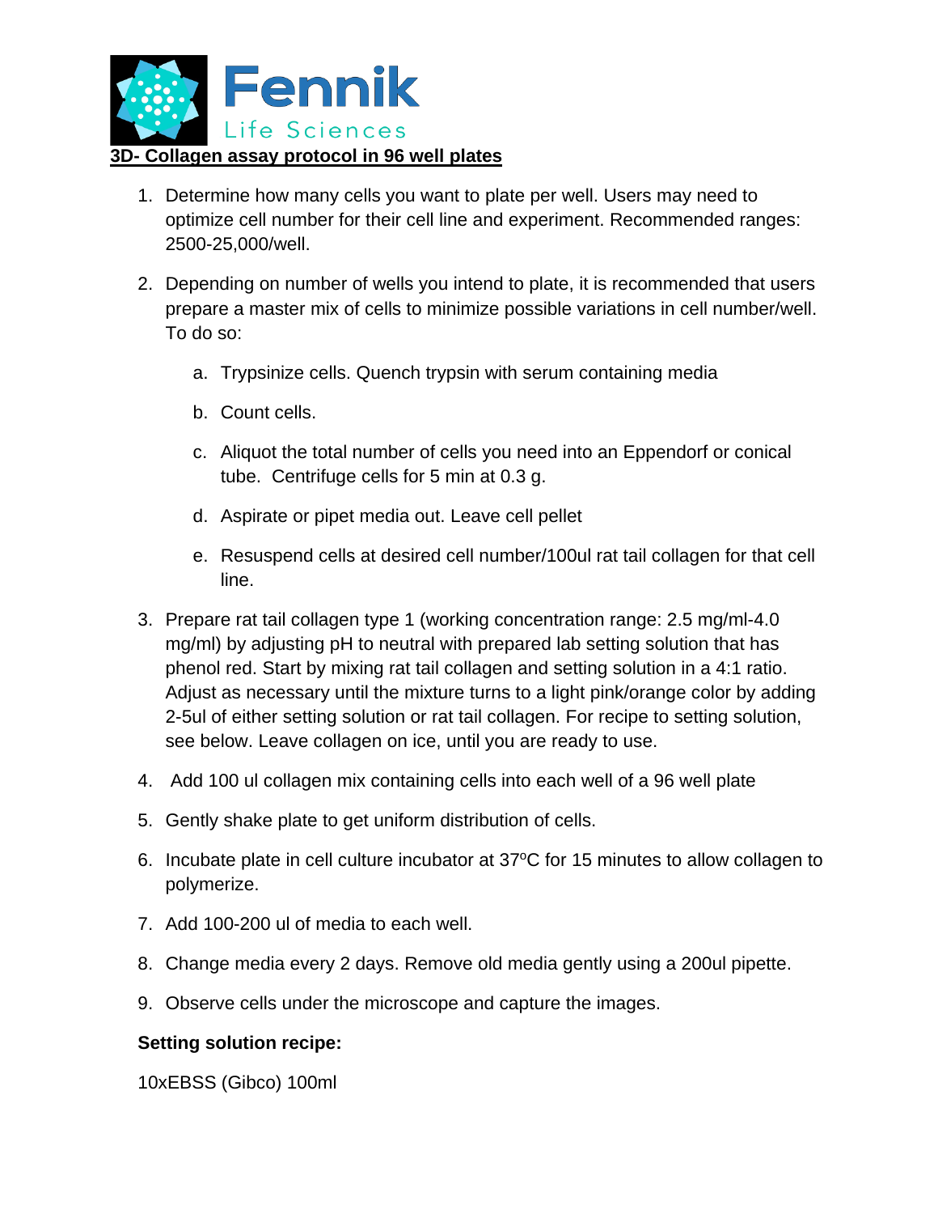Fennik Life Sciences

# 3D- Collagen assay protocol in 96 well plates

1. Determine how many cells you want to plate per well. Users may need to optimize cell number for their cell line and experiment. Recommended ranges: 2500-25,000/well.

2. Depending on number of wells you intend to plate, it is recommended that users prepare a master mix of cells to minimize possible variations in cell number/well. To do so:

   a. Trypsinize cells. Quench trypsin with serum containing media

   b. Count cells.

   c. Aliquot the total number of cells you need into an Eppendorf or conical tube. Centrifuge cells for 5 min at 0.3 g.

   d. Aspirate or pipet media out. Leave cell pellet

   e. Resuspend cells at desired cell number/100ul rat tail collagen for that cell line.

3. Prepare rat tail collagen type 1 (working concentration range: 2.5 mg/ml-4.0 mg/ml) by adjusting pH to neutral with prepared lab setting solution that has phenol red. Start by mixing rat tail collagen and setting solution in a 4:1 ratio. Adjust as necessary until the mixture turns to a light pink/orange color by adding 2-5ul of either setting solution or rat tail collagen. For recipe to setting solution, see below. Leave collagen on ice, until you are ready to use.

4. Add 100 ul collagen mix containing cells into each well of a 96 well plate

5. Gently shake plate to get uniform distribution of cells.

6. Incubate plate in cell culture incubator at 37ºC for 15 minutes to allow collagen to polymerize.

7. Add 100-200 ul of media to each well.

8. Change media every 2 days. Remove old media gently using a 200ul pipette.

9. Observe cells under the microscope and capture the images.

**Setting solution recipe:**

10xEBSS (Gibco) 100ml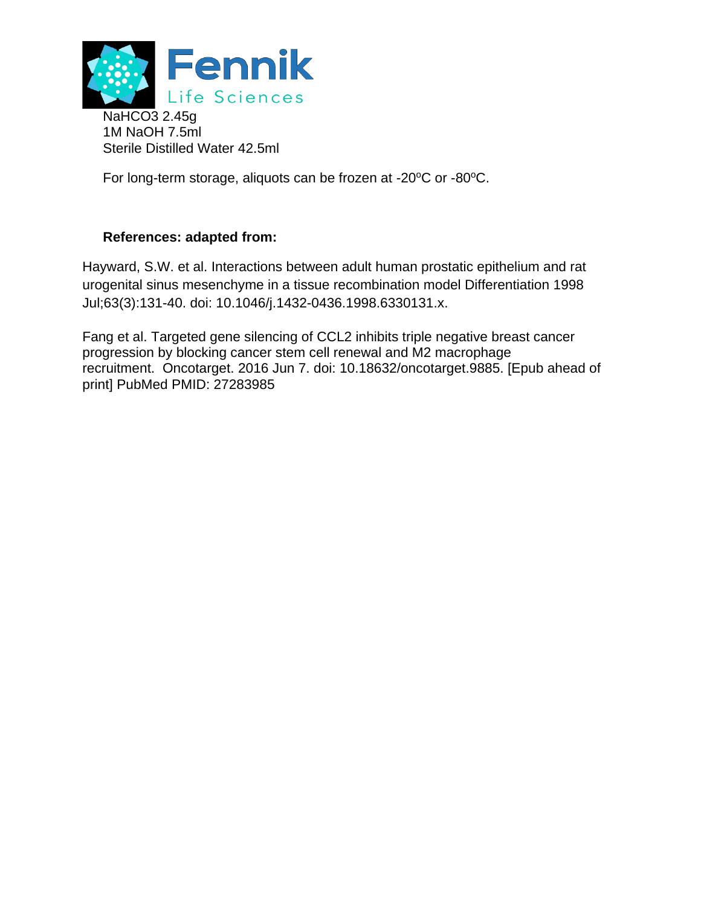NaHCO3 2.45g
1M NaOH 7.5ml
Sterile Distilled Water 42.5ml

For long-term storage, aliquots can be frozen at -20ºC or -80ºC.

**References: adapted from:**

Hayward, S.W. et al. Interactions between adult human prostatic epithelium and rat urogenital sinus mesenchyme in a tissue recombination model Differentiation 1998 Jul;63(3):131-40. doi: 10.1046/j.1432-0436.1998.6330131.x.

Fang et al. Targeted gene silencing of CCL2 inhibits triple negative breast cancer progression by blocking cancer stem cell renewal and M2 macrophage recruitment. Oncotarget. 2016 Jun 7. doi: 10.18632/oncotarget.9885. [Epub ahead of print] PubMed PMID: 27283985